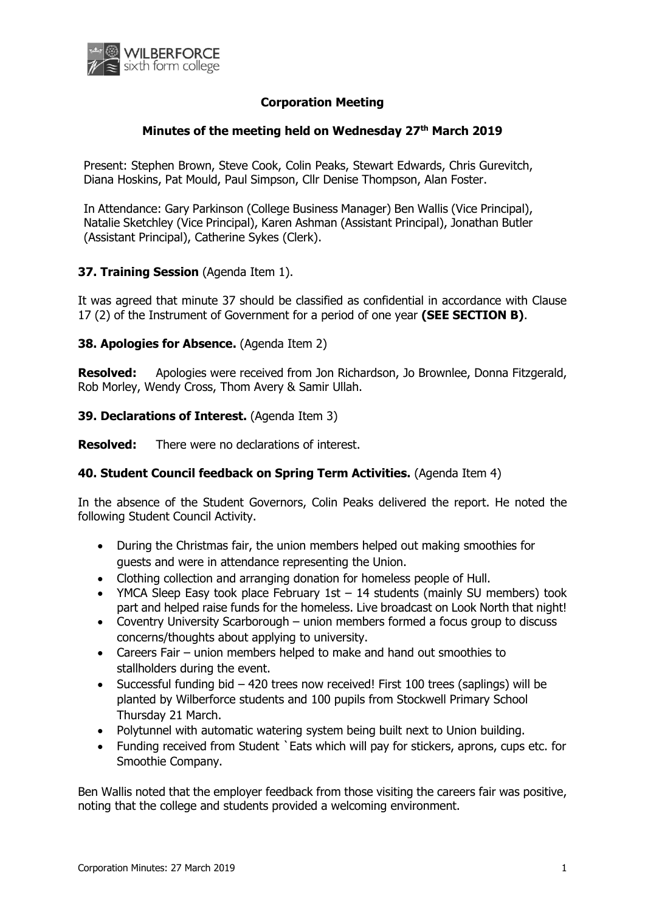## Corporation Meeting

### Minutes of the meeting held on Wednesday 27th March 2019

Present: Stephen Brown, Steve Cook, Colin Peaks, Stewart Edwards, Chris Gurevitch, Diana Hoskins, Pat Mould, Paul Simpson, Cllr Denise Thompson, Alan Foster.

In Attendance: Gary Parkinson (College Business Manager) Ben Wallis (Vice Principal), Natalie Sketchley (Vice Principal), Karen Ashman (Assistant Principal), Jonathan Butler (Assistant Principal), Catherine Sykes (Clerk).

**37. Training Session** (Agenda Item 1).

It was agreed that minute 37 should be classified as confidential in accordance with Clause 17 (2) of the Instrument of Government for a period of one year **(SEE SECTION B)**.

**38. Apologies for Absence.** (Agenda Item 2)

**Resolved:** Apologies were received from Jon Richardson, Jo Brownlee, Donna Fitzgerald, Rob Morley, Wendy Cross, Thom Avery & Samir Ullah.

**39. Declarations of Interest.** (Agenda Item 3)

**Resolved:** There were no declarations of interest.

**40. Student Council feedback on Spring Term Activities.** (Agenda Item 4)

In the absence of the Student Governors, Colin Peaks delivered the report. He noted the following Student Council Activity.

- During the Christmas fair, the union members helped out making smoothies for guests and were in attendance representing the Union.
- Clothing collection and arranging donation for homeless people of Hull.
- YMCA Sleep Easy took place February 1st – 14 students (mainly SU members) took part and helped raise funds for the homeless. Live broadcast on Look North that night!
- Coventry University Scarborough – union members formed a focus group to discuss concerns/thoughts about applying to university.
- Careers Fair – union members helped to make and hand out smoothies to stallholders during the event.
- Successful funding bid – 420 trees now received! First 100 trees (saplings) will be planted by Wilberforce students and 100 pupils from Stockwell Primary School Thursday 21 March.
- Polytunnel with automatic watering system being built next to Union building.
- Funding received from Student `Eats which will pay for stickers, aprons, cups etc. for Smoothie Company.

Ben Wallis noted that the employer feedback from those visiting the careers fair was positive, noting that the college and students provided a welcoming environment.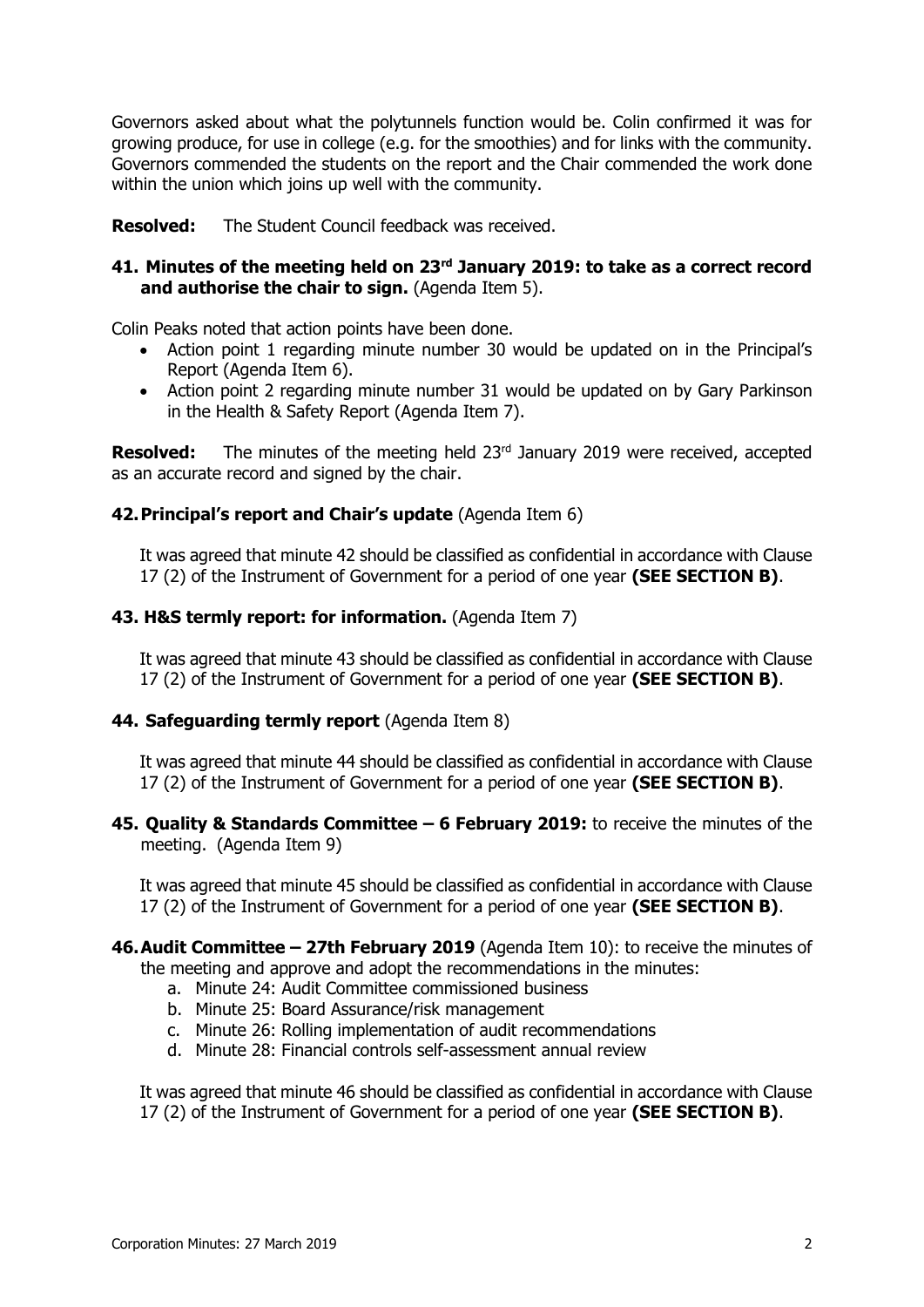Governors asked about what the polytunnels function would be. Colin confirmed it was for growing produce, for use in college (e.g. for the smoothies) and for links with the community. Governors commended the students on the report and the Chair commended the work done within the union which joins up well with the community.

**Resolved:** The Student Council feedback was received.

### 41. Minutes of the meeting held on 23rd January 2019: to take as a correct record and authorise the chair to sign. (Agenda Item 5).

Colin Peaks noted that action points have been done.

- Action point 1 regarding minute number 30 would be updated on in the Principal's Report (Agenda Item 6).
- Action point 2 regarding minute number 31 would be updated on by Gary Parkinson in the Health & Safety Report (Agenda Item 7).

**Resolved:** The minutes of the meeting held 23rd January 2019 were received, accepted as an accurate record and signed by the chair.

### 42. Principal's report and Chair's update (Agenda Item 6)

It was agreed that minute 42 should be classified as confidential in accordance with Clause 17 (2) of the Instrument of Government for a period of one year **(SEE SECTION B)**.

### 43. H&S termly report: for information. (Agenda Item 7)

It was agreed that minute 43 should be classified as confidential in accordance with Clause 17 (2) of the Instrument of Government for a period of one year **(SEE SECTION B)**.

### 44. Safeguarding termly report (Agenda Item 8)

It was agreed that minute 44 should be classified as confidential in accordance with Clause 17 (2) of the Instrument of Government for a period of one year **(SEE SECTION B)**.

### 45. Quality & Standards Committee – 6 February 2019: to receive the minutes of the meeting. (Agenda Item 9)

It was agreed that minute 45 should be classified as confidential in accordance with Clause 17 (2) of the Instrument of Government for a period of one year **(SEE SECTION B)**.

### 46. Audit Committee – 27th February 2019 (Agenda Item 10): to receive the minutes of the meeting and approve and adopt the recommendations in the minutes:

a. Minute 24: Audit Committee commissioned business
b. Minute 25: Board Assurance/risk management
c. Minute 26: Rolling implementation of audit recommendations
d. Minute 28: Financial controls self-assessment annual review

It was agreed that minute 46 should be classified as confidential in accordance with Clause 17 (2) of the Instrument of Government for a period of one year **(SEE SECTION B)**.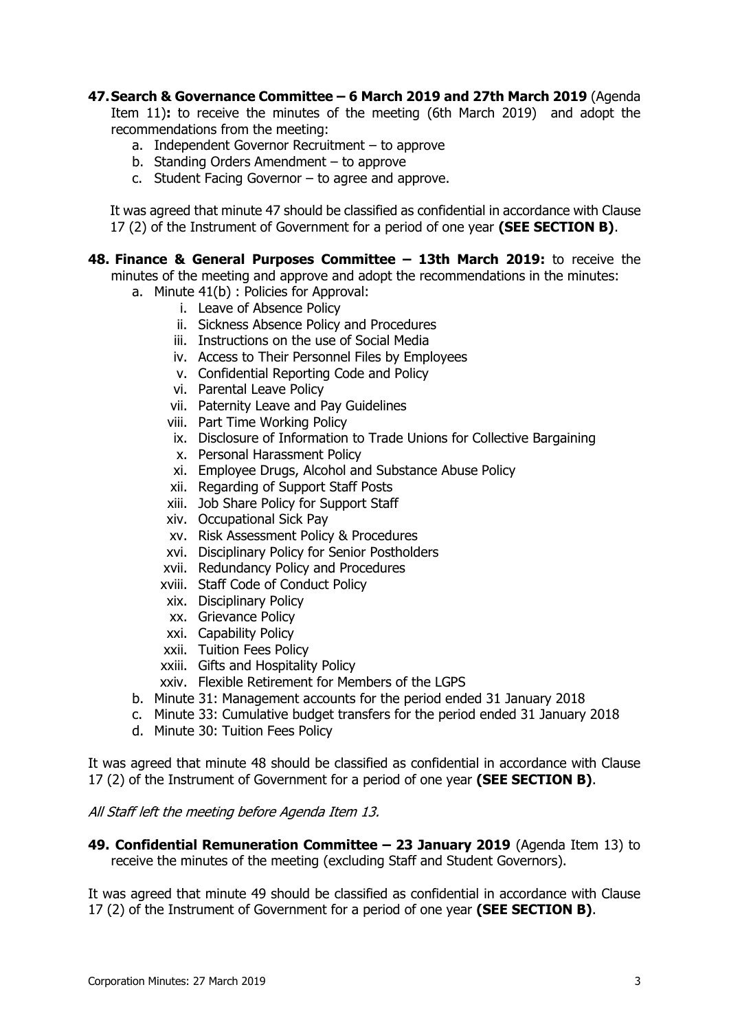**47. Search & Governance Committee – 6 March 2019 and 27th March 2019** (Agenda Item 11)**:** to receive the minutes of the meeting (6th March 2019) and adopt the recommendations from the meeting:

a. Independent Governor Recruitment – to approve
b. Standing Orders Amendment – to approve
c. Student Facing Governor – to agree and approve.

It was agreed that minute 47 should be classified as confidential in accordance with Clause 17 (2) of the Instrument of Government for a period of one year **(SEE SECTION B)**.

**48. Finance & General Purposes Committee – 13th March 2019:** to receive the minutes of the meeting and approve and adopt the recommendations in the minutes:

a. Minute 41(b) : Policies for Approval:
   i. Leave of Absence Policy
   ii. Sickness Absence Policy and Procedures
   iii. Instructions on the use of Social Media
   iv. Access to Their Personnel Files by Employees
   v. Confidential Reporting Code and Policy
   vi. Parental Leave Policy
   vii. Paternity Leave and Pay Guidelines
   viii. Part Time Working Policy
   ix. Disclosure of Information to Trade Unions for Collective Bargaining
   x. Personal Harassment Policy
   xi. Employee Drugs, Alcohol and Substance Abuse Policy
   xii. Regarding of Support Staff Posts
   xiii. Job Share Policy for Support Staff
   xiv. Occupational Sick Pay
   xv. Risk Assessment Policy & Procedures
   xvi. Disciplinary Policy for Senior Postholders
   xvii. Redundancy Policy and Procedures
   xviii. Staff Code of Conduct Policy
   xix. Disciplinary Policy
   xx. Grievance Policy
   xxi. Capability Policy
   xxii. Tuition Fees Policy
   xxiii. Gifts and Hospitality Policy
   xxiv. Flexible Retirement for Members of the LGPS
b. Minute 31: Management accounts for the period ended 31 January 2018
c. Minute 33: Cumulative budget transfers for the period ended 31 January 2018
d. Minute 30: Tuition Fees Policy

It was agreed that minute 48 should be classified as confidential in accordance with Clause 17 (2) of the Instrument of Government for a period of one year **(SEE SECTION B)**.

*All Staff left the meeting before Agenda Item 13.*

**49. Confidential Remuneration Committee – 23 January 2019** (Agenda Item 13) to receive the minutes of the meeting (excluding Staff and Student Governors).

It was agreed that minute 49 should be classified as confidential in accordance with Clause 17 (2) of the Instrument of Government for a period of one year **(SEE SECTION B)**.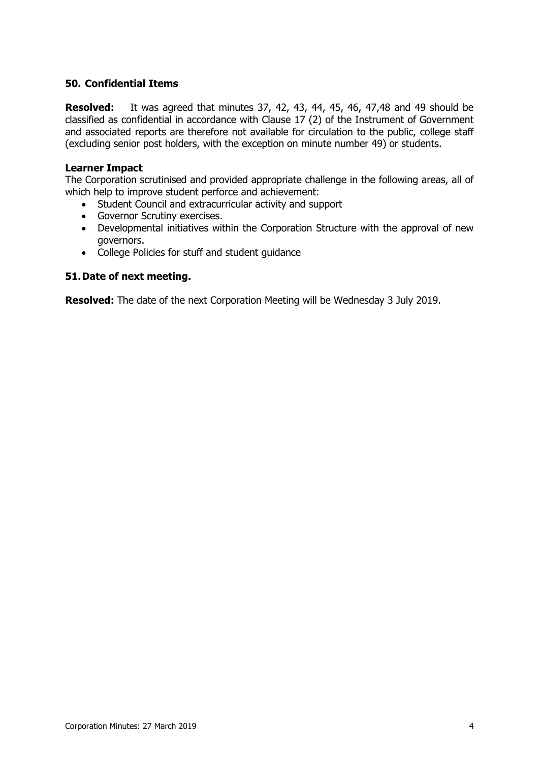## 50. Confidential Items

**Resolved:** It was agreed that minutes 37, 42, 43, 44, 45, 46, 47,48 and 49 should be classified as confidential in accordance with Clause 17 (2) of the Instrument of Government and associated reports are therefore not available for circulation to the public, college staff (excluding senior post holders, with the exception on minute number 49) or students.

**Learner Impact**

The Corporation scrutinised and provided appropriate challenge in the following areas, all of which help to improve student perforce and achievement:

- Student Council and extracurricular activity and support
- Governor Scrutiny exercises.
- Developmental initiatives within the Corporation Structure with the approval of new governors.
- College Policies for stuff and student guidance

## 51. Date of next meeting.

**Resolved:** The date of the next Corporation Meeting will be Wednesday 3 July 2019.